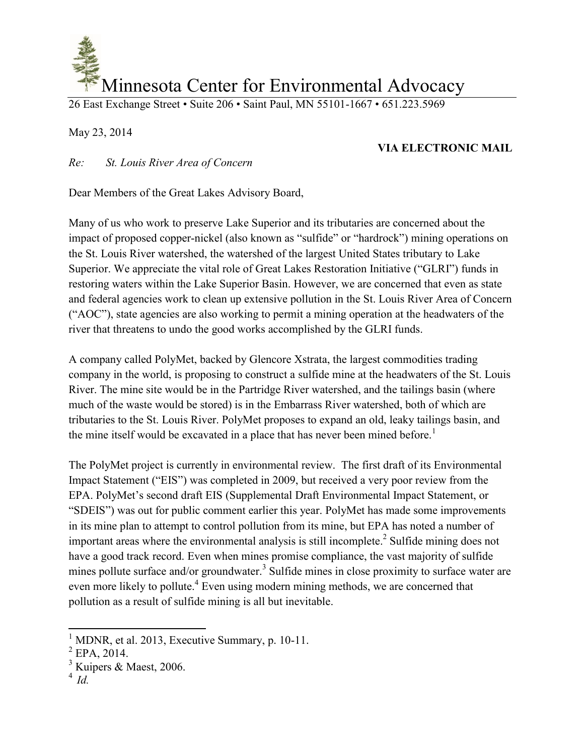# Minnesota Center for Environmental Advocacy

26 East Exchange Street • Suite 206 • Saint Paul, MN 55101-1667 • 651.223.5969

May 23, 2014

**VIA ELECTRONIC MAIL**

*Re: St. Louis River Area of Concern*

Dear Members of the Great Lakes Advisory Board,

Many of us who work to preserve Lake Superior and its tributaries are concerned about the impact of proposed copper-nickel (also known as "sulfide" or "hardrock") mining operations on the St. Louis River watershed, the watershed of the largest United States tributary to Lake Superior. We appreciate the vital role of Great Lakes Restoration Initiative ("GLRI") funds in restoring waters within the Lake Superior Basin. However, we are concerned that even as state and federal agencies work to clean up extensive pollution in the St. Louis River Area of Concern ("AOC"), state agencies are also working to permit a mining operation at the headwaters of the river that threatens to undo the good works accomplished by the GLRI funds.

A company called PolyMet, backed by Glencore Xstrata, the largest commodities trading company in the world, is proposing to construct a sulfide mine at the headwaters of the St. Louis River. The mine site would be in the Partridge River watershed, and the tailings basin (where much of the waste would be stored) is in the Embarrass River watershed, both of which are tributaries to the St. Louis River. PolyMet proposes to expand an old, leaky tailings basin, and the mine itself would be excavated in a place that has never been mined before.[1]

The PolyMet project is currently in environmental review. The first draft of its Environmental Impact Statement ("EIS") was completed in 2009, but received a very poor review from the EPA. PolyMet's second draft EIS (Supplemental Draft Environmental Impact Statement, or "SDEIS") was out for public comment earlier this year. PolyMet has made some improvements in its mine plan to attempt to control pollution from its mine, but EPA has noted a number of important areas where the environmental analysis is still incomplete.[2] Sulfide mining does not have a good track record. Even when mines promise compliance, the vast majority of sulfide mines pollute surface and/or groundwater.[3] Sulfide mines in close proximity to surface water are even more likely to pollute.[4] Even using modern mining methods, we are concerned that pollution as a result of sulfide mining is all but inevitable.

---

[1] MDNR, et al. 2013, Executive Summary, p. 10-11.

[2] EPA, 2014.

[3] Kuipers & Maest, 2006.

[4] *Id.*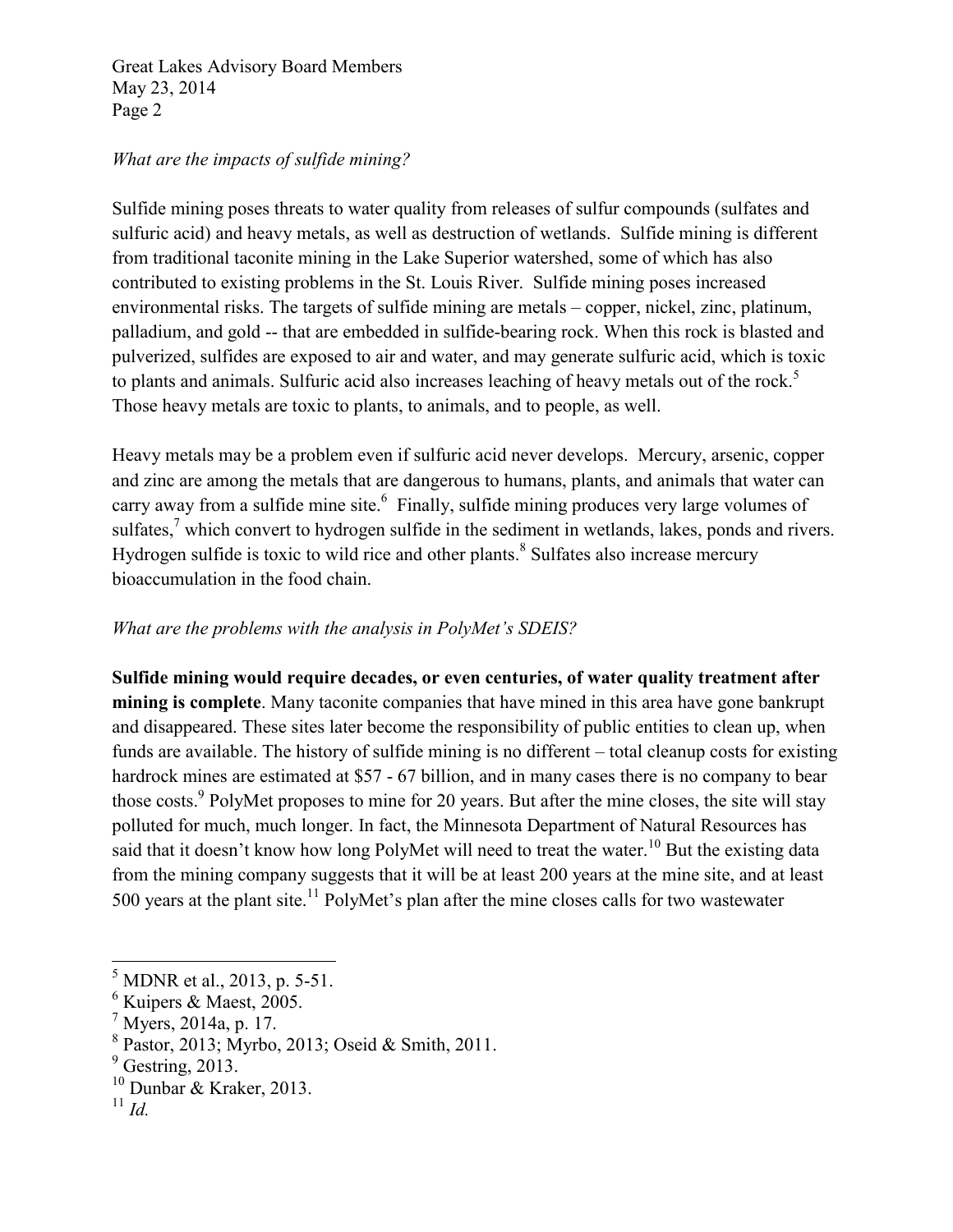*What are the impacts of sulfide mining?*

Sulfide mining poses threats to water quality from releases of sulfur compounds (sulfates and sulfuric acid) and heavy metals, as well as destruction of wetlands. Sulfide mining is different from traditional taconite mining in the Lake Superior watershed, some of which has also contributed to existing problems in the St. Louis River. Sulfide mining poses increased environmental risks. The targets of sulfide mining are metals – copper, nickel, zinc, platinum, palladium, and gold -- that are embedded in sulfide-bearing rock. When this rock is blasted and pulverized, sulfides are exposed to air and water, and may generate sulfuric acid, which is toxic to plants and animals. Sulfuric acid also increases leaching of heavy metals out of the rock.[5] Those heavy metals are toxic to plants, to animals, and to people, as well.

Heavy metals may be a problem even if sulfuric acid never develops. Mercury, arsenic, copper and zinc are among the metals that are dangerous to humans, plants, and animals that water can carry away from a sulfide mine site.[6] Finally, sulfide mining produces very large volumes of sulfates,[7] which convert to hydrogen sulfide in the sediment in wetlands, lakes, ponds and rivers. Hydrogen sulfide is toxic to wild rice and other plants.[8] Sulfates also increase mercury bioaccumulation in the food chain.

*What are the problems with the analysis in PolyMet's SDEIS?*

**Sulfide mining would require decades, or even centuries, of water quality treatment after mining is complete**. Many taconite companies that have mined in this area have gone bankrupt and disappeared. These sites later become the responsibility of public entities to clean up, when funds are available. The history of sulfide mining is no different – total cleanup costs for existing hardrock mines are estimated at $57 - 67 billion, and in many cases there is no company to bear those costs.[9] PolyMet proposes to mine for 20 years. But after the mine closes, the site will stay polluted for much, much longer. In fact, the Minnesota Department of Natural Resources has said that it doesn't know how long PolyMet will need to treat the water.[10] But the existing data from the mining company suggests that it will be at least 200 years at the mine site, and at least 500 years at the plant site.[11] PolyMet's plan after the mine closes calls for two wastewater

---

[5] MDNR et al., 2013, p. 5-51.
[6] Kuipers & Maest, 2005.
[7] Myers, 2014a, p. 17.
[8] Pastor, 2013; Myrbo, 2013; Oseid & Smith, 2011.
[9] Gestring, 2013.
[10] Dunbar & Kraker, 2013.
[11] *Id.*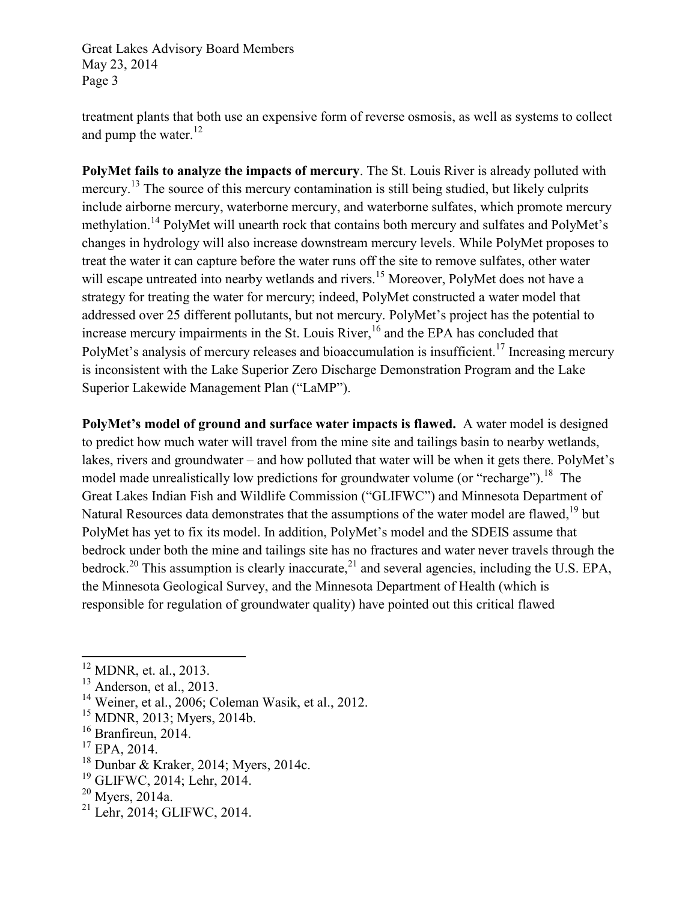treatment plants that both use an expensive form of reverse osmosis, as well as systems to collect and pump the water.[12]

**PolyMet fails to analyze the impacts of mercury**. The St. Louis River is already polluted with mercury.[13] The source of this mercury contamination is still being studied, but likely culprits include airborne mercury, waterborne mercury, and waterborne sulfates, which promote mercury methylation.[14] PolyMet will unearth rock that contains both mercury and sulfates and PolyMet's changes in hydrology will also increase downstream mercury levels. While PolyMet proposes to treat the water it can capture before the water runs off the site to remove sulfates, other water will escape untreated into nearby wetlands and rivers.[15] Moreover, PolyMet does not have a strategy for treating the water for mercury; indeed, PolyMet constructed a water model that addressed over 25 different pollutants, but not mercury. PolyMet's project has the potential to increase mercury impairments in the St. Louis River,[16] and the EPA has concluded that PolyMet's analysis of mercury releases and bioaccumulation is insufficient.[17] Increasing mercury is inconsistent with the Lake Superior Zero Discharge Demonstration Program and the Lake Superior Lakewide Management Plan ("LaMP").

**PolyMet's model of ground and surface water impacts is flawed.** A water model is designed to predict how much water will travel from the mine site and tailings basin to nearby wetlands, lakes, rivers and groundwater – and how polluted that water will be when it gets there. PolyMet's model made unrealistically low predictions for groundwater volume (or "recharge").[18] The Great Lakes Indian Fish and Wildlife Commission ("GLIFWC") and Minnesota Department of Natural Resources data demonstrates that the assumptions of the water model are flawed,[19] but PolyMet has yet to fix its model. In addition, PolyMet's model and the SDEIS assume that bedrock under both the mine and tailings site has no fractures and water never travels through the bedrock.[20] This assumption is clearly inaccurate,[21] and several agencies, including the U.S. EPA, the Minnesota Geological Survey, and the Minnesota Department of Health (which is responsible for regulation of groundwater quality) have pointed out this critical flawed

---

[12] MDNR, et. al., 2013.
[13] Anderson, et al., 2013.
[14] Weiner, et al., 2006; Coleman Wasik, et al., 2012.
[15] MDNR, 2013; Myers, 2014b.
[16] Branfireun, 2014.
[17] EPA, 2014.
[18] Dunbar & Kraker, 2014; Myers, 2014c.
[19] GLIFWC, 2014; Lehr, 2014.
[20] Myers, 2014a.
[21] Lehr, 2014; GLIFWC, 2014.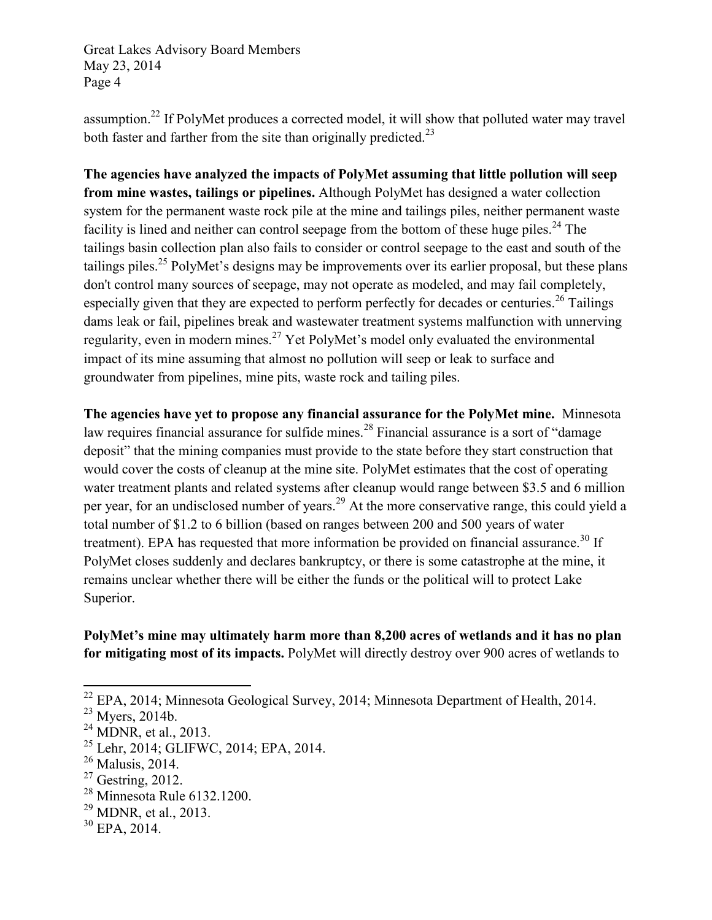assumption.[22] If PolyMet produces a corrected model, it will show that polluted water may travel both faster and farther from the site than originally predicted.[23]

**The agencies have analyzed the impacts of PolyMet assuming that little pollution will seep from mine wastes, tailings or pipelines.** Although PolyMet has designed a water collection system for the permanent waste rock pile at the mine and tailings piles, neither permanent waste facility is lined and neither can control seepage from the bottom of these huge piles.[24] The tailings basin collection plan also fails to consider or control seepage to the east and south of the tailings piles.[25] PolyMet's designs may be improvements over its earlier proposal, but these plans don't control many sources of seepage, may not operate as modeled, and may fail completely, especially given that they are expected to perform perfectly for decades or centuries.[26] Tailings dams leak or fail, pipelines break and wastewater treatment systems malfunction with unnerving regularity, even in modern mines.[27] Yet PolyMet's model only evaluated the environmental impact of its mine assuming that almost no pollution will seep or leak to surface and groundwater from pipelines, mine pits, waste rock and tailing piles.

**The agencies have yet to propose any financial assurance for the PolyMet mine.** Minnesota law requires financial assurance for sulfide mines.[28] Financial assurance is a sort of "damage deposit" that the mining companies must provide to the state before they start construction that would cover the costs of cleanup at the mine site. PolyMet estimates that the cost of operating water treatment plants and related systems after cleanup would range between $3.5 and 6 million per year, for an undisclosed number of years.[29] At the more conservative range, this could yield a total number of $1.2 to 6 billion (based on ranges between 200 and 500 years of water treatment). EPA has requested that more information be provided on financial assurance.[30] If PolyMet closes suddenly and declares bankruptcy, or there is some catastrophe at the mine, it remains unclear whether there will be either the funds or the political will to protect Lake Superior.

**PolyMet's mine may ultimately harm more than 8,200 acres of wetlands and it has no plan for mitigating most of its impacts.** PolyMet will directly destroy over 900 acres of wetlands to

---

[22] EPA, 2014; Minnesota Geological Survey, 2014; Minnesota Department of Health, 2014.

[23] Myers, 2014b.

[24] MDNR, et al., 2013.

[25] Lehr, 2014; GLIFWC, 2014; EPA, 2014.

[26] Malusis, 2014.

[27] Gestring, 2012.

[28] Minnesota Rule 6132.1200.

[29] MDNR, et al., 2013.

[30] EPA, 2014.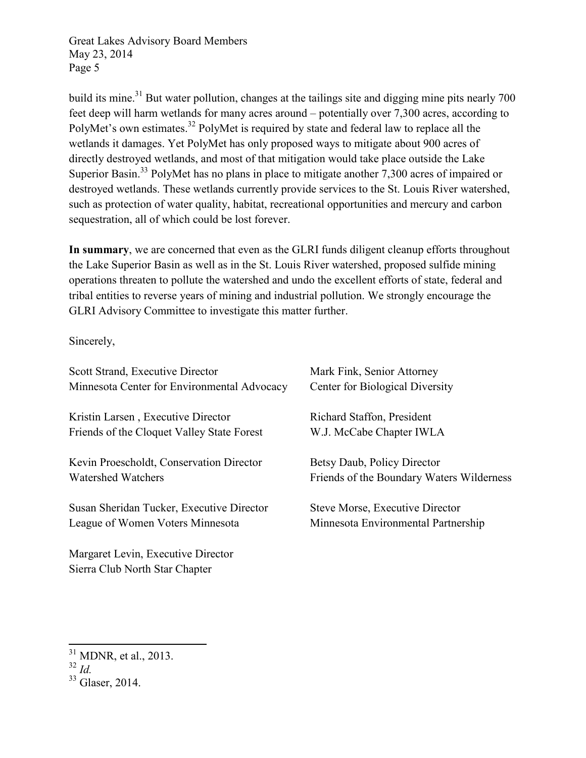build its mine.[31] But water pollution, changes at the tailings site and digging mine pits nearly 700 feet deep will harm wetlands for many acres around – potentially over 7,300 acres, according to PolyMet's own estimates.[32] PolyMet is required by state and federal law to replace all the wetlands it damages. Yet PolyMet has only proposed ways to mitigate about 900 acres of directly destroyed wetlands, and most of that mitigation would take place outside the Lake Superior Basin.[33] PolyMet has no plans in place to mitigate another 7,300 acres of impaired or destroyed wetlands. These wetlands currently provide services to the St. Louis River watershed, such as protection of water quality, habitat, recreational opportunities and mercury and carbon sequestration, all of which could be lost forever.

**In summary**, we are concerned that even as the GLRI funds diligent cleanup efforts throughout the Lake Superior Basin as well as in the St. Louis River watershed, proposed sulfide mining operations threaten to pollute the watershed and undo the excellent efforts of state, federal and tribal entities to reverse years of mining and industrial pollution. We strongly encourage the GLRI Advisory Committee to investigate this matter further.

Sincerely,

Scott Strand, Executive Director
Minnesota Center for Environmental Advocacy

Mark Fink, Senior Attorney
Center for Biological Diversity

Kristin Larsen , Executive Director
Friends of the Cloquet Valley State Forest

Richard Staffon, President
W.J. McCabe Chapter IWLA

Kevin Proescholdt, Conservation Director
Watershed Watchers

Betsy Daub, Policy Director
Friends of the Boundary Waters Wilderness

Susan Sheridan Tucker, Executive Director
League of Women Voters Minnesota

Steve Morse, Executive Director
Minnesota Environmental Partnership

Margaret Levin, Executive Director
Sierra Club North Star Chapter

---

[31] MDNR, et al., 2013.

[32] *Id.*

[33] Glaser, 2014.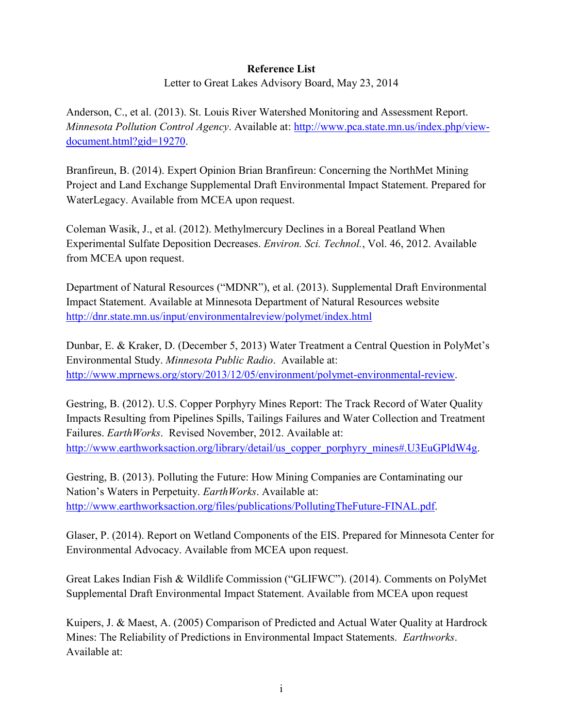**Reference List**

Letter to Great Lakes Advisory Board, May 23, 2014

Anderson, C., et al. (2013). St. Louis River Watershed Monitoring and Assessment Report. *Minnesota Pollution Control Agency*. Available at: http://www.pca.state.mn.us/index.php/view-document.html?gid=19270.

Branfireun, B. (2014). Expert Opinion Brian Branfireun: Concerning the NorthMet Mining Project and Land Exchange Supplemental Draft Environmental Impact Statement. Prepared for WaterLegacy. Available from MCEA upon request.

Coleman Wasik, J., et al. (2012). Methylmercury Declines in a Boreal Peatland When Experimental Sulfate Deposition Decreases. *Environ. Sci. Technol.*, Vol. 46, 2012. Available from MCEA upon request.

Department of Natural Resources ("MDNR"), et al. (2013). Supplemental Draft Environmental Impact Statement. Available at Minnesota Department of Natural Resources website http://dnr.state.mn.us/input/environmentalreview/polymet/index.html

Dunbar, E. & Kraker, D. (December 5, 2013) Water Treatment a Central Question in PolyMet's Environmental Study. *Minnesota Public Radio*. Available at: http://www.mprnews.org/story/2013/12/05/environment/polymet-environmental-review.

Gestring, B. (2012). U.S. Copper Porphyry Mines Report: The Track Record of Water Quality Impacts Resulting from Pipelines Spills, Tailings Failures and Water Collection and Treatment Failures. *EarthWorks*. Revised November, 2012. Available at: http://www.earthworksaction.org/library/detail/us_copper_porphyry_mines#.U3EuGPldW4g.

Gestring, B. (2013). Polluting the Future: How Mining Companies are Contaminating our Nation's Waters in Perpetuity. *EarthWorks*. Available at: http://www.earthworksaction.org/files/publications/PollutingTheFuture-FINAL.pdf.

Glaser, P. (2014). Report on Wetland Components of the EIS. Prepared for Minnesota Center for Environmental Advocacy. Available from MCEA upon request.

Great Lakes Indian Fish & Wildlife Commission ("GLIFWC"). (2014). Comments on PolyMet Supplemental Draft Environmental Impact Statement. Available from MCEA upon request

Kuipers, J. & Maest, A. (2005) Comparison of Predicted and Actual Water Quality at Hardrock Mines: The Reliability of Predictions in Environmental Impact Statements. *Earthworks*. Available at: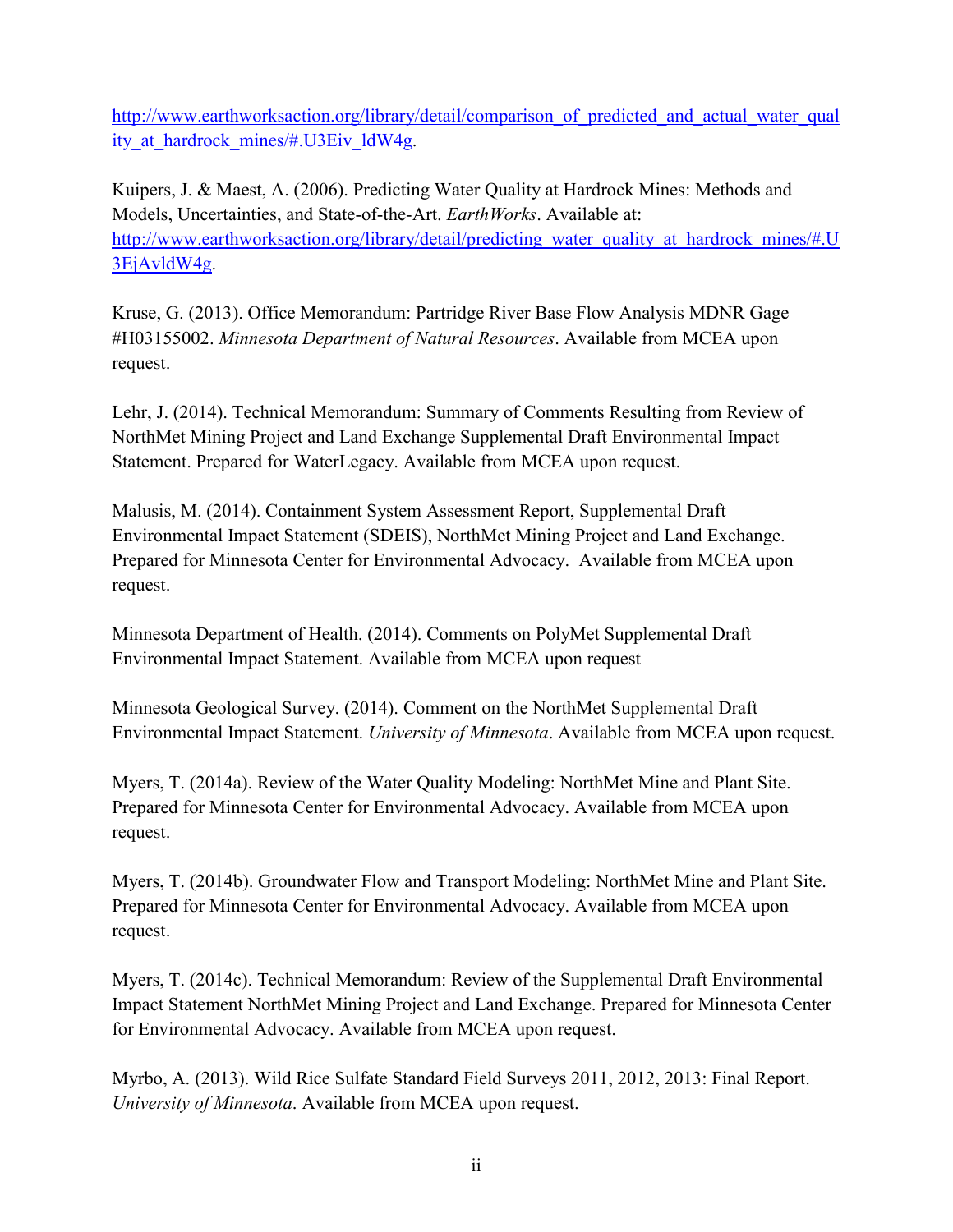http://www.earthworksaction.org/library/detail/comparison_of_predicted_and_actual_water_quality_at_hardrock_mines/#.U3Eiv_ldW4g.

Kuipers, J. & Maest, A. (2006). Predicting Water Quality at Hardrock Mines: Methods and Models, Uncertainties, and State-of-the-Art. *EarthWorks*. Available at: http://www.earthworksaction.org/library/detail/predicting_water_quality_at_hardrock_mines/#.U3EjAvldW4g.

Kruse, G. (2013). Office Memorandum: Partridge River Base Flow Analysis MDNR Gage #H03155002. *Minnesota Department of Natural Resources*. Available from MCEA upon request.

Lehr, J. (2014). Technical Memorandum: Summary of Comments Resulting from Review of NorthMet Mining Project and Land Exchange Supplemental Draft Environmental Impact Statement. Prepared for WaterLegacy. Available from MCEA upon request.

Malusis, M. (2014). Containment System Assessment Report, Supplemental Draft Environmental Impact Statement (SDEIS), NorthMet Mining Project and Land Exchange. Prepared for Minnesota Center for Environmental Advocacy. Available from MCEA upon request.

Minnesota Department of Health. (2014). Comments on PolyMet Supplemental Draft Environmental Impact Statement. Available from MCEA upon request

Minnesota Geological Survey. (2014). Comment on the NorthMet Supplemental Draft Environmental Impact Statement. *University of Minnesota*. Available from MCEA upon request.

Myers, T. (2014a). Review of the Water Quality Modeling: NorthMet Mine and Plant Site. Prepared for Minnesota Center for Environmental Advocacy. Available from MCEA upon request.

Myers, T. (2014b). Groundwater Flow and Transport Modeling: NorthMet Mine and Plant Site. Prepared for Minnesota Center for Environmental Advocacy. Available from MCEA upon request.

Myers, T. (2014c). Technical Memorandum: Review of the Supplemental Draft Environmental Impact Statement NorthMet Mining Project and Land Exchange. Prepared for Minnesota Center for Environmental Advocacy. Available from MCEA upon request.

Myrbo, A. (2013). Wild Rice Sulfate Standard Field Surveys 2011, 2012, 2013: Final Report. *University of Minnesota*. Available from MCEA upon request.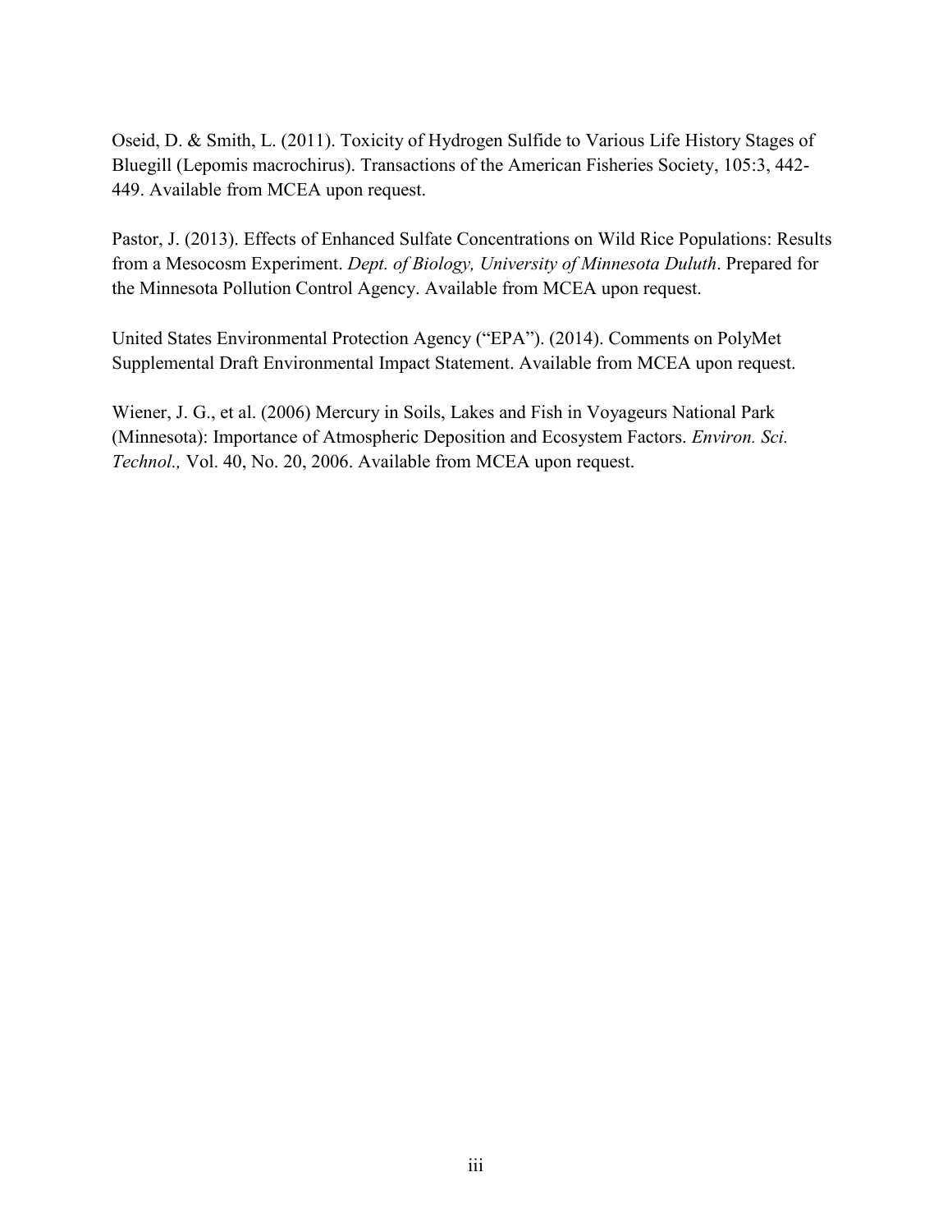Oseid, D. & Smith, L. (2011). Toxicity of Hydrogen Sulfide to Various Life History Stages of Bluegill (Lepomis macrochirus). Transactions of the American Fisheries Society, 105:3, 442-449. Available from MCEA upon request.

Pastor, J. (2013). Effects of Enhanced Sulfate Concentrations on Wild Rice Populations: Results from a Mesocosm Experiment. *Dept. of Biology, University of Minnesota Duluth*. Prepared for the Minnesota Pollution Control Agency. Available from MCEA upon request.

United States Environmental Protection Agency ("EPA"). (2014). Comments on PolyMet Supplemental Draft Environmental Impact Statement. Available from MCEA upon request.

Wiener, J. G., et al. (2006) Mercury in Soils, Lakes and Fish in Voyageurs National Park (Minnesota): Importance of Atmospheric Deposition and Ecosystem Factors. *Environ. Sci. Technol.,* Vol. 40, No. 20, 2006. Available from MCEA upon request.